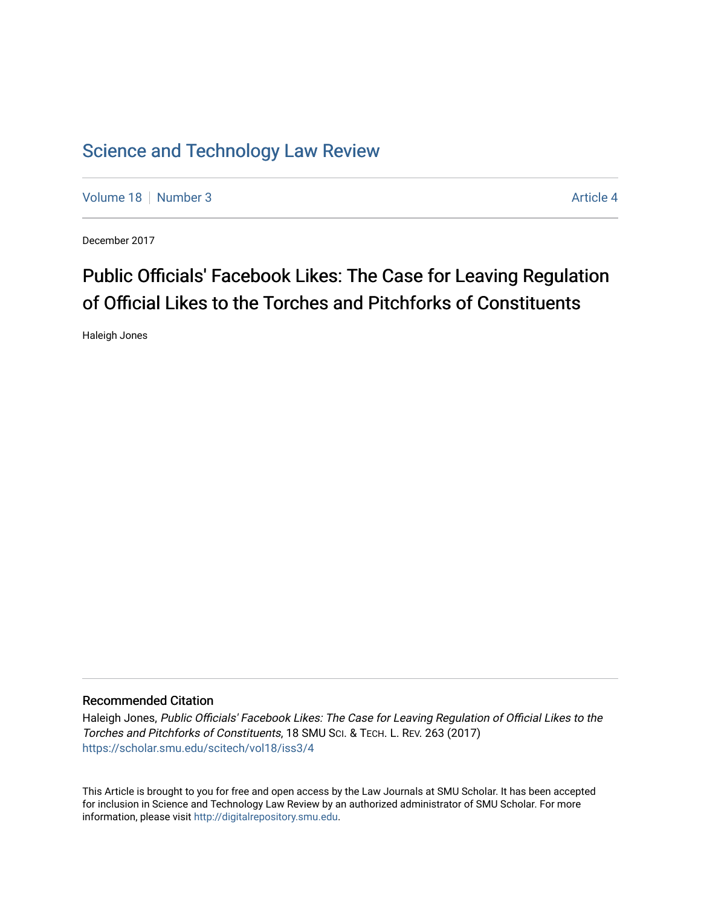# Science and Technology Law Review

Volume 18 | Number 3 | Article 4

December 2017

## Public Officials' Facebook Likes: The Case for Leaving Regulation of Official Likes to the Torches and Pitchforks of Constituents

Haleigh Jones

### Recommended Citation

Haleigh Jones, *Public Officials' Facebook Likes: The Case for Leaving Regulation of Official Likes to the Torches and Pitchforks of Constituents*, 18 SMU SCI. & TECH. L. REV. 263 (2017)
https://scholar.smu.edu/scitech/vol18/iss3/4

This Article is brought to you for free and open access by the Law Journals at SMU Scholar. It has been accepted for inclusion in Science and Technology Law Review by an authorized administrator of SMU Scholar. For more information, please visit http://digitalrepository.smu.edu.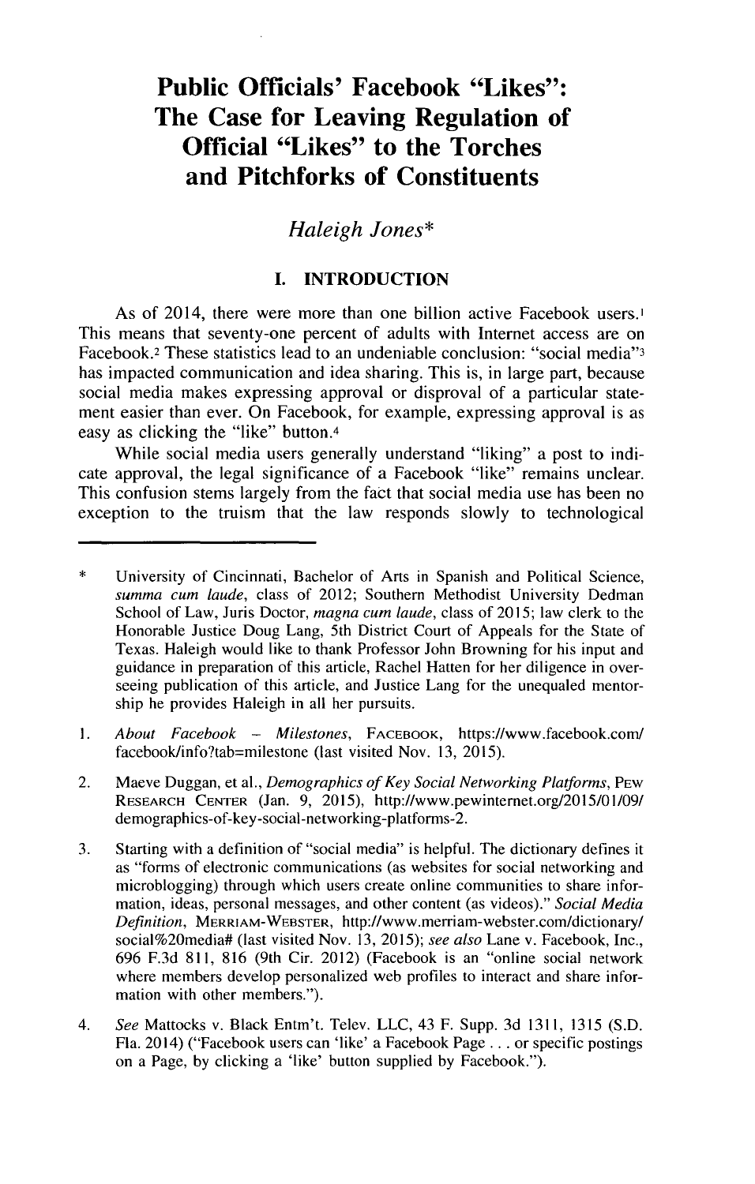# Public Officials' Facebook "Likes": The Case for Leaving Regulation of Official "Likes" to the Torches and Pitchforks of Constituents

*Haleigh Jones**

## I. INTRODUCTION

As of 2014, there were more than one billion active Facebook users.[1] This means that seventy-one percent of adults with Internet access are on Facebook.[2] These statistics lead to an undeniable conclusion: "social media"[3] has impacted communication and idea sharing. This is, in large part, because social media makes expressing approval or disproval of a particular statement easier than ever. On Facebook, for example, expressing approval is as easy as clicking the "like" button.[4]

While social media users generally understand "liking" a post to indicate approval, the legal significance of a Facebook "like" remains unclear. This confusion stems largely from the fact that social media use has been no exception to the truism that the law responds slowly to technological

---

\* University of Cincinnati, Bachelor of Arts in Spanish and Political Science, *summa cum laude*, class of 2012; Southern Methodist University Dedman School of Law, Juris Doctor, *magna cum laude*, class of 2015; law clerk to the Honorable Justice Doug Lang, 5th District Court of Appeals for the State of Texas. Haleigh would like to thank Professor John Browning for his input and guidance in preparation of this article, Rachel Hatten for her diligence in overseeing publication of this article, and Justice Lang for the unequaled mentorship he provides Haleigh in all her pursuits.

1. *About Facebook – Milestones*, FACEBOOK, https://www.facebook.com/facebook/info?tab=milestone (last visited Nov. 13, 2015).

2. Maeve Duggan, et al., *Demographics of Key Social Networking Platforms*, PEW RESEARCH CENTER (Jan. 9, 2015), http://www.pewinternet.org/2015/01/09/demographics-of-key-social-networking-platforms-2.

3. Starting with a definition of "social media" is helpful. The dictionary defines it as "forms of electronic communications (as websites for social networking and microblogging) through which users create online communities to share information, ideas, personal messages, and other content (as videos)." *Social Media Definition*, MERRIAM-WEBSTER, http://www.merriam-webster.com/dictionary/social%20media# (last visited Nov. 13, 2015); *see also* Lane v. Facebook, Inc., 696 F.3d 811, 816 (9th Cir. 2012) (Facebook is an "online social network where members develop personalized web profiles to interact and share information with other members.").

4. *See* Mattocks v. Black Entm't. Telev. LLC, 43 F. Supp. 3d 1311, 1315 (S.D. Fla. 2014) ("Facebook users can 'like' a Facebook Page . . . or specific postings on a Page, by clicking a 'like' button supplied by Facebook.").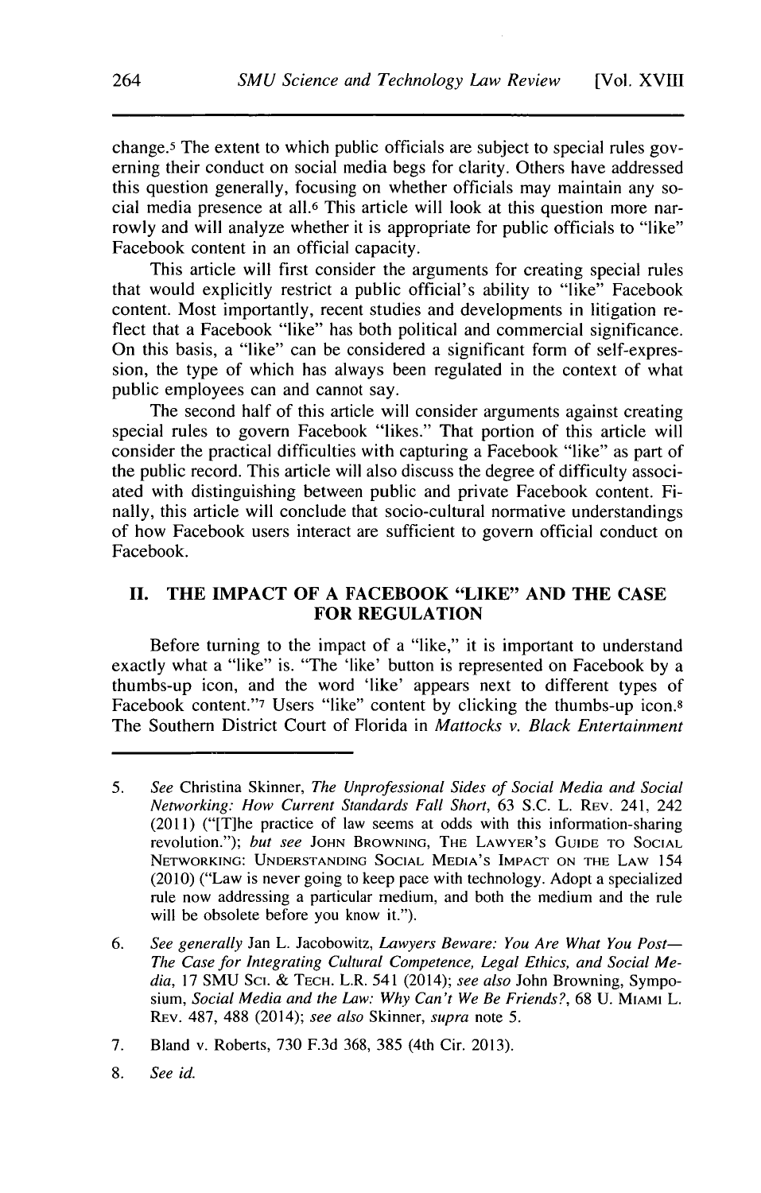change.[5] The extent to which public officials are subject to special rules governing their conduct on social media begs for clarity. Others have addressed this question generally, focusing on whether officials may maintain any social media presence at all.[6] This article will look at this question more narrowly and will analyze whether it is appropriate for public officials to "like" Facebook content in an official capacity.

This article will first consider the arguments for creating special rules that would explicitly restrict a public official's ability to "like" Facebook content. Most importantly, recent studies and developments in litigation reflect that a Facebook "like" has both political and commercial significance. On this basis, a "like" can be considered a significant form of self-expression, the type of which has always been regulated in the context of what public employees can and cannot say.

The second half of this article will consider arguments against creating special rules to govern Facebook "likes." That portion of this article will consider the practical difficulties with capturing a Facebook "like" as part of the public record. This article will also discuss the degree of difficulty associated with distinguishing between public and private Facebook content. Finally, this article will conclude that socio-cultural normative understandings of how Facebook users interact are sufficient to govern official conduct on Facebook.

## II. THE IMPACT OF A FACEBOOK "LIKE" AND THE CASE FOR REGULATION

Before turning to the impact of a "like," it is important to understand exactly what a "like" is. "The 'like' button is represented on Facebook by a thumbs-up icon, and the word 'like' appears next to different types of Facebook content."[7] Users "like" content by clicking the thumbs-up icon.[8] The Southern District Court of Florida in *Mattocks v. Black Entertainment*

---

5. *See* Christina Skinner, *The Unprofessional Sides of Social Media and Social Networking: How Current Standards Fall Short*, 63 S.C. L. REV. 241, 242 (2011) ("[T]he practice of law seems at odds with this information-sharing revolution."); *but see* JOHN BROWNING, THE LAWYER'S GUIDE TO SOCIAL NETWORKING: UNDERSTANDING SOCIAL MEDIA'S IMPACT ON THE LAW 154 (2010) ("Law is never going to keep pace with technology. Adopt a specialized rule now addressing a particular medium, and both the medium and the rule will be obsolete before you know it.").

6. *See generally* Jan L. Jacobowitz, *Lawyers Beware: You Are What You Post—The Case for Integrating Cultural Competence, Legal Ethics, and Social Media*, 17 SMU SCI. & TECH. L.R. 541 (2014); *see also* John Browning, Symposium, *Social Media and the Law: Why Can't We Be Friends?*, 68 U. MIAMI L. REV. 487, 488 (2014); *see also* Skinner, *supra* note 5.

7. Bland v. Roberts, 730 F.3d 368, 385 (4th Cir. 2013).

8. *See id.*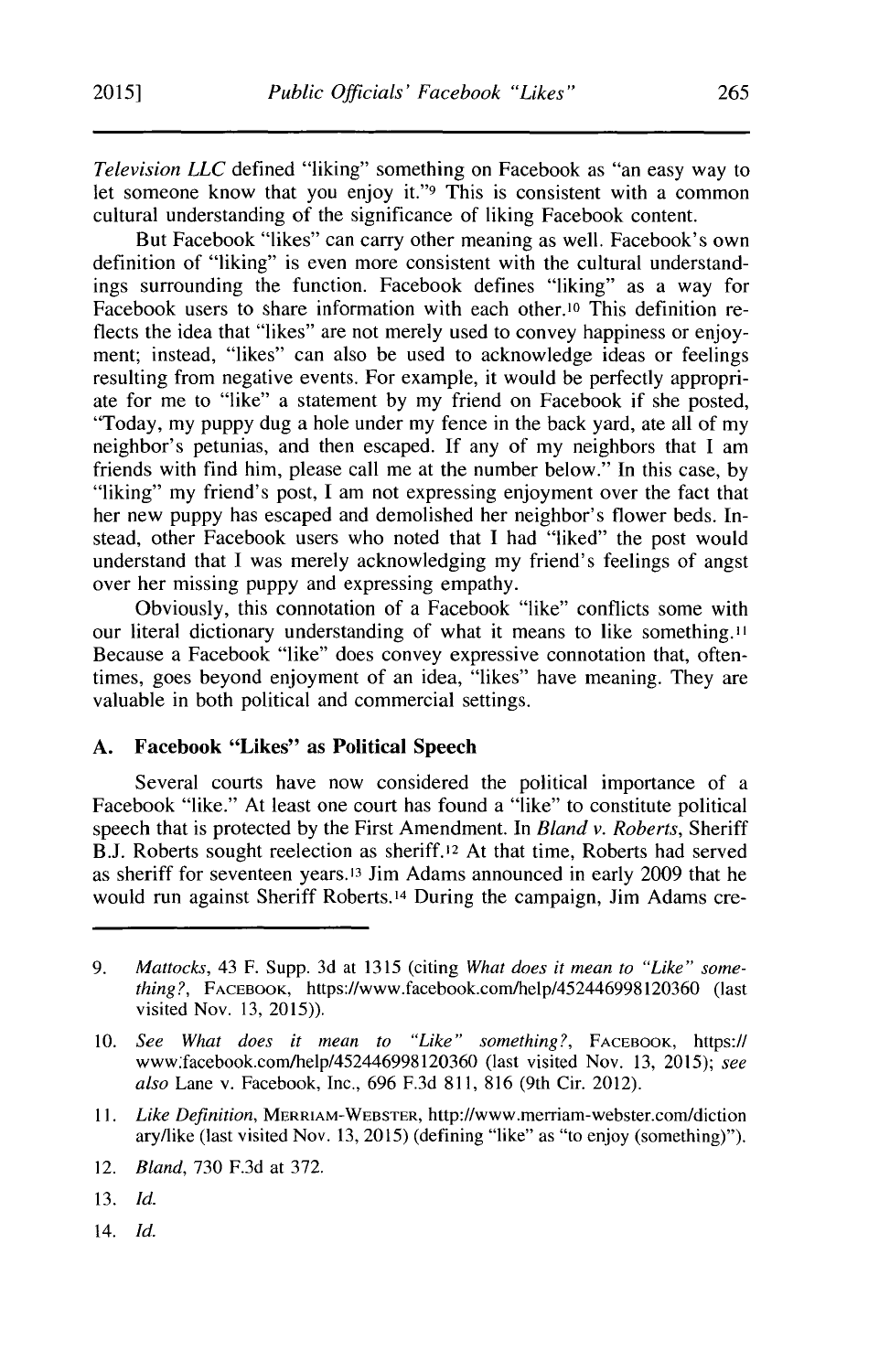*Television LLC* defined "liking" something on Facebook as "an easy way to let someone know that you enjoy it."[9] This is consistent with a common cultural understanding of the significance of liking Facebook content.

But Facebook "likes" can carry other meaning as well. Facebook's own definition of "liking" is even more consistent with the cultural understandings surrounding the function. Facebook defines "liking" as a way for Facebook users to share information with each other.[10] This definition reflects the idea that "likes" are not merely used to convey happiness or enjoyment; instead, "likes" can also be used to acknowledge ideas or feelings resulting from negative events. For example, it would be perfectly appropriate for me to "like" a statement by my friend on Facebook if she posted, "Today, my puppy dug a hole under my fence in the back yard, ate all of my neighbor's petunias, and then escaped. If any of my neighbors that I am friends with find him, please call me at the number below." In this case, by "liking" my friend's post, I am not expressing enjoyment over the fact that her new puppy has escaped and demolished her neighbor's flower beds. Instead, other Facebook users who noted that I had "liked" the post would understand that I was merely acknowledging my friend's feelings of angst over her missing puppy and expressing empathy.

Obviously, this connotation of a Facebook "like" conflicts some with our literal dictionary understanding of what it means to like something.[11] Because a Facebook "like" does convey expressive connotation that, oftentimes, goes beyond enjoyment of an idea, "likes" have meaning. They are valuable in both political and commercial settings.

### A. Facebook "Likes" as Political Speech

Several courts have now considered the political importance of a Facebook "like." At least one court has found a "like" to constitute political speech that is protected by the First Amendment. In *Bland v. Roberts*, Sheriff B.J. Roberts sought reelection as sheriff.[12] At that time, Roberts had served as sheriff for seventeen years.[13] Jim Adams announced in early 2009 that he would run against Sheriff Roberts.[14] During the campaign, Jim Adams cre-

---

9. *Mattocks*, 43 F. Supp. 3d at 1315 (citing *What does it mean to "Like" something?*, FACEBOOK, https://www.facebook.com/help/452446998120360 (last visited Nov. 13, 2015)).

10. *See What does it mean to "Like" something?*, FACEBOOK, https://www.facebook.com/help/452446998120360 (last visited Nov. 13, 2015); *see also* Lane v. Facebook, Inc., 696 F.3d 811, 816 (9th Cir. 2012).

11. *Like Definition*, MERRIAM-WEBSTER, http://www.merriam-webster.com/dictionary/like (last visited Nov. 13, 2015) (defining "like" as "to enjoy (something)").

12. *Bland*, 730 F.3d at 372.

13. *Id.*

14. *Id.*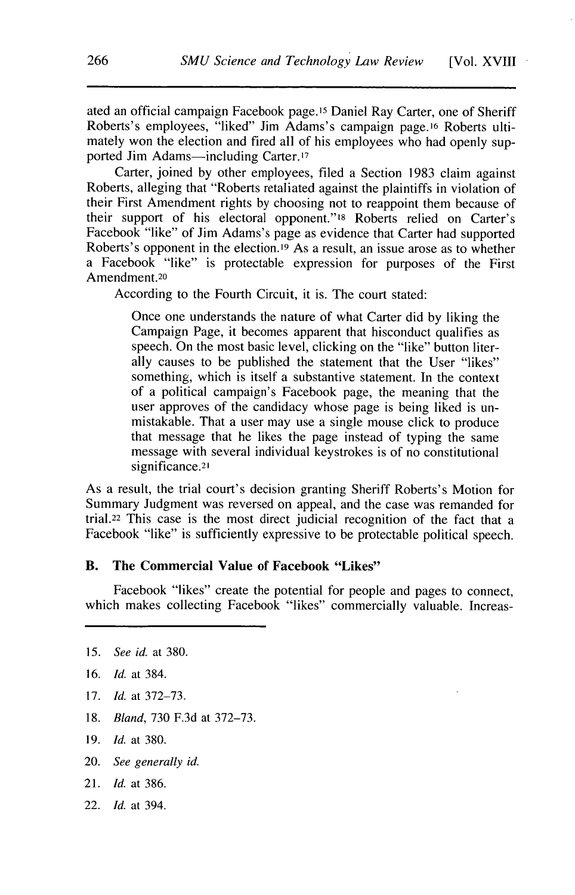ated an official campaign Facebook page.[15] Daniel Ray Carter, one of Sheriff Roberts's employees, "liked" Jim Adams's campaign page.[16] Roberts ultimately won the election and fired all of his employees who had openly supported Jim Adams—including Carter.[17]

Carter, joined by other employees, filed a Section 1983 claim against Roberts, alleging that "Roberts retaliated against the plaintiffs in violation of their First Amendment rights by choosing not to reappoint them because of their support of his electoral opponent."[18] Roberts relied on Carter's Facebook "like" of Jim Adams's page as evidence that Carter had supported Roberts's opponent in the election.[19] As a result, an issue arose as to whether a Facebook "like" is protectable expression for purposes of the First Amendment.[20]

According to the Fourth Circuit, it is. The court stated:

> Once one understands the nature of what Carter did by liking the Campaign Page, it becomes apparent that hisconduct qualifies as speech. On the most basic level, clicking on the "like" button literally causes to be published the statement that the User "likes" something, which is itself a substantive statement. In the context of a political campaign's Facebook page, the meaning that the user approves of the candidacy whose page is being liked is unmistakable. That a user may use a single mouse click to produce that message that he likes the page instead of typing the same message with several individual keystrokes is of no constitutional significance.[21]

As a result, the trial court's decision granting Sheriff Roberts's Motion for Summary Judgment was reversed on appeal, and the case was remanded for trial.[22] This case is the most direct judicial recognition of the fact that a Facebook "like" is sufficiently expressive to be protectable political speech.

### B. The Commercial Value of Facebook "Likes"

Facebook "likes" create the potential for people and pages to connect, which makes collecting Facebook "likes" commercially valuable. Increas-

---

15. *See id.* at 380.
16. *Id.* at 384.
17. *Id.* at 372–73.
18. *Bland*, 730 F.3d at 372–73.
19. *Id.* at 380.
20. *See generally id.*
21. *Id.* at 386.
22. *Id.* at 394.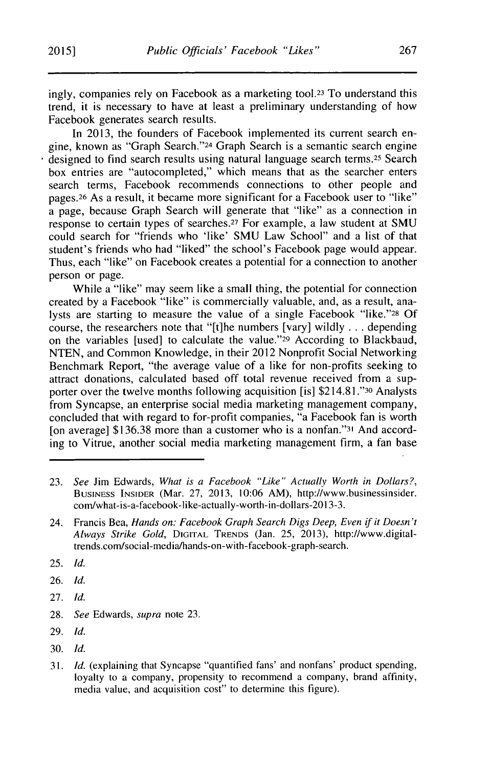ingly, companies rely on Facebook as a marketing tool.[23] To understand this trend, it is necessary to have at least a preliminary understanding of how Facebook generates search results.

In 2013, the founders of Facebook implemented its current search engine, known as "Graph Search."[24] Graph Search is a semantic search engine designed to find search results using natural language search terms.[25] Search box entries are "autocompleted," which means that as the searcher enters search terms, Facebook recommends connections to other people and pages.[26] As a result, it became more significant for a Facebook user to "like" a page, because Graph Search will generate that "like" as a connection in response to certain types of searches.[27] For example, a law student at SMU could search for "friends who 'like' SMU Law School" and a list of that student's friends who had "liked" the school's Facebook page would appear. Thus, each "like" on Facebook creates a potential for a connection to another person or page.

While a "like" may seem like a small thing, the potential for connection created by a Facebook "like" is commercially valuable, and, as a result, analysts are starting to measure the value of a single Facebook "like."[28] Of course, the researchers note that "[t]he numbers [vary] wildly . . . depending on the variables [used] to calculate the value."[29] According to Blackbaud, NTEN, and Common Knowledge, in their 2012 Nonprofit Social Networking Benchmark Report, "the average value of a like for non-profits seeking to attract donations, calculated based off total revenue received from a supporter over the twelve months following acquisition [is] $214.81."[30] Analysts from Syncapse, an enterprise social media marketing management company, concluded that with regard to for-profit companies, "a Facebook fan is worth [on average] $136.38 more than a customer who is a nonfan."[31] And according to Vitrue, another social media marketing management firm, a fan base

---

23. *See* Jim Edwards, *What is a Facebook "Like" Actually Worth in Dollars?*, BUSINESS INSIDER (Mar. 27, 2013, 10:06 AM), http://www.businessinsider.com/what-is-a-facebook-like-actually-worth-in-dollars-2013-3.

24. Francis Bea, *Hands on: Facebook Graph Search Digs Deep, Even if it Doesn't Always Strike Gold*, DIGITAL TRENDS (Jan. 25, 2013), http://www.digitaltrends.com/social-media/hands-on-with-facebook-graph-search.

25. *Id.*

26. *Id.*

27. *Id.*

28. *See* Edwards, *supra* note 23.

29. *Id.*

30. *Id.*

31. *Id.* (explaining that Syncapse "quantified fans' and nonfans' product spending, loyalty to a company, propensity to recommend a company, brand affinity, media value, and acquisition cost" to determine this figure).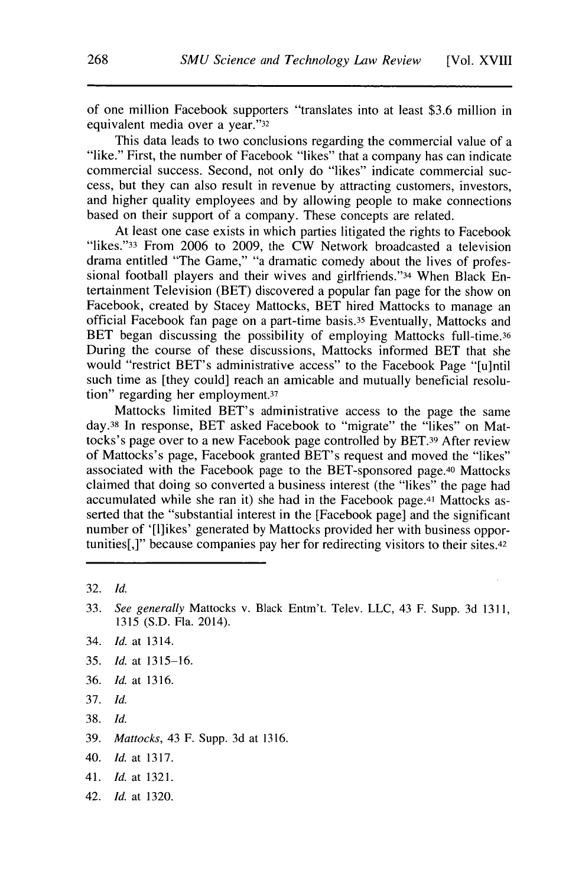of one million Facebook supporters "translates into at least $3.6 million in equivalent media over a year."[32]

This data leads to two conclusions regarding the commercial value of a "like." First, the number of Facebook "likes" that a company has can indicate commercial success. Second, not only do "likes" indicate commercial success, but they can also result in revenue by attracting customers, investors, and higher quality employees and by allowing people to make connections based on their support of a company. These concepts are related.

At least one case exists in which parties litigated the rights to Facebook "likes."[33] From 2006 to 2009, the CW Network broadcasted a television drama entitled "The Game," "a dramatic comedy about the lives of professional football players and their wives and girlfriends."[34] When Black Entertainment Television (BET) discovered a popular fan page for the show on Facebook, created by Stacey Mattocks, BET hired Mattocks to manage an official Facebook fan page on a part-time basis.[35] Eventually, Mattocks and BET began discussing the possibility of employing Mattocks full-time.[36] During the course of these discussions, Mattocks informed BET that she would "restrict BET's administrative access" to the Facebook Page "[u]ntil such time as [they could] reach an amicable and mutually beneficial resolution" regarding her employment.[37]

Mattocks limited BET's administrative access to the page the same day.[38] In response, BET asked Facebook to "migrate" the "likes" on Mattocks's page over to a new Facebook page controlled by BET.[39] After review of Mattocks's page, Facebook granted BET's request and moved the "likes" associated with the Facebook page to the BET-sponsored page.[40] Mattocks claimed that doing so converted a business interest (the "likes" the page had accumulated while she ran it) she had in the Facebook page.[41] Mattocks asserted that the "substantial interest in the [Facebook page] and the significant number of '[l]ikes' generated by Mattocks provided her with business opportunities[,]" because companies pay her for redirecting visitors to their sites.[42]

---

32. *Id.*

33. *See generally* Mattocks v. Black Entm't. Telev. LLC, 43 F. Supp. 3d 1311, 1315 (S.D. Fla. 2014).

34. *Id.* at 1314.

35. *Id.* at 1315–16.

36. *Id.* at 1316.

37. *Id.*

38. *Id.*

39. *Mattocks*, 43 F. Supp. 3d at 1316.

40. *Id.* at 1317.

41. *Id.* at 1321.

42. *Id.* at 1320.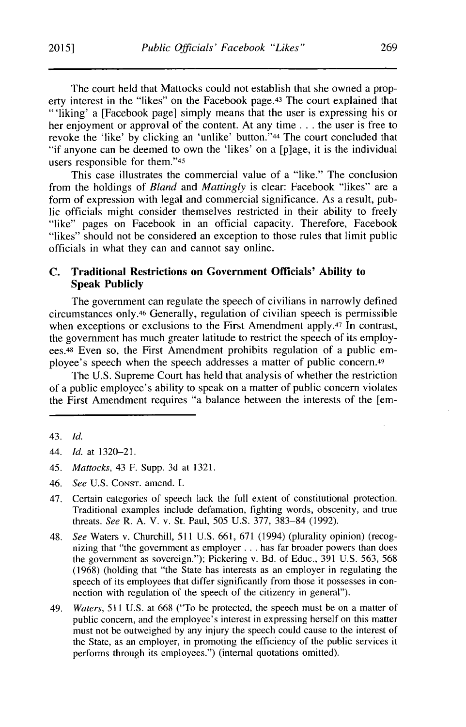The court held that Mattocks could not establish that she owned a property interest in the "likes" on the Facebook page.[43] The court explained that "'liking' a [Facebook page] simply means that the user is expressing his or her enjoyment or approval of the content. At any time . . . the user is free to revoke the 'like' by clicking an 'unlike' button."[44] The court concluded that "if anyone can be deemed to own the 'likes' on a [p]age, it is the individual users responsible for them."[45]

This case illustrates the commercial value of a "like." The conclusion from the holdings of *Bland* and *Mattingly* is clear: Facebook "likes" are a form of expression with legal and commercial significance. As a result, public officials might consider themselves restricted in their ability to freely "like" pages on Facebook in an official capacity. Therefore, Facebook "likes" should not be considered an exception to those rules that limit public officials in what they can and cannot say online.

### C. Traditional Restrictions on Government Officials' Ability to Speak Publicly

The government can regulate the speech of civilians in narrowly defined circumstances only.[46] Generally, regulation of civilian speech is permissible when exceptions or exclusions to the First Amendment apply.[47] In contrast, the government has much greater latitude to restrict the speech of its employees.[48] Even so, the First Amendment prohibits regulation of a public employee's speech when the speech addresses a matter of public concern.[49]

The U.S. Supreme Court has held that analysis of whether the restriction of a public employee's ability to speak on a matter of public concern violates the First Amendment requires "a balance between the interests of the [em-

---

43. *Id.*

44. *Id.* at 1320–21.

45. *Mattocks*, 43 F. Supp. 3d at 1321.

46. *See* U.S. Const. amend. I.

47. Certain categories of speech lack the full extent of constitutional protection. Traditional examples include defamation, fighting words, obscenity, and true threats. *See* R. A. V. v. St. Paul, 505 U.S. 377, 383–84 (1992).

48. *See* Waters v. Churchill, 511 U.S. 661, 671 (1994) (plurality opinion) (recognizing that "the government as employer . . . has far broader powers than does the government as sovereign."); Pickering v. Bd. of Educ., 391 U.S. 563, 568 (1968) (holding that "the State has interests as an employer in regulating the speech of its employees that differ significantly from those it possesses in connection with regulation of the speech of the citizenry in general").

49. *Waters*, 511 U.S. at 668 ("To be protected, the speech must be on a matter of public concern, and the employee's interest in expressing herself on this matter must not be outweighed by any injury the speech could cause to the interest of the State, as an employer, in promoting the efficiency of the public services it performs through its employees.") (internal quotations omitted).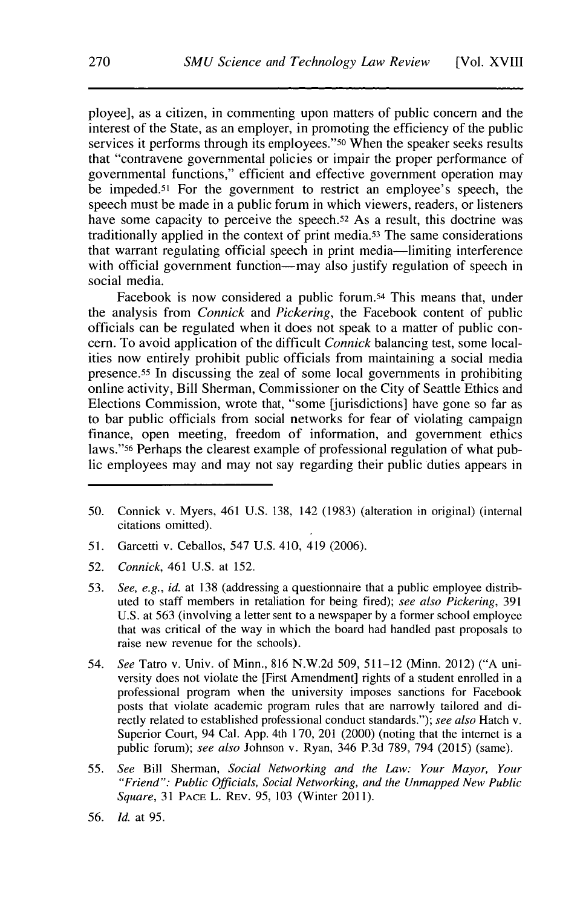ployee], as a citizen, in commenting upon matters of public concern and the interest of the State, as an employer, in promoting the efficiency of the public services it performs through its employees."[50] When the speaker seeks results that "contravene governmental policies or impair the proper performance of governmental functions," efficient and effective government operation may be impeded.[51] For the government to restrict an employee's speech, the speech must be made in a public forum in which viewers, readers, or listeners have some capacity to perceive the speech.[52] As a result, this doctrine was traditionally applied in the context of print media.[53] The same considerations that warrant regulating official speech in print media—limiting interference with official government function—may also justify regulation of speech in social media.

Facebook is now considered a public forum.[54] This means that, under the analysis from *Connick* and *Pickering*, the Facebook content of public officials can be regulated when it does not speak to a matter of public concern. To avoid application of the difficult *Connick* balancing test, some localities now entirely prohibit public officials from maintaining a social media presence.[55] In discussing the zeal of some local governments in prohibiting online activity, Bill Sherman, Commissioner on the City of Seattle Ethics and Elections Commission, wrote that, "some [jurisdictions] have gone so far as to bar public officials from social networks for fear of violating campaign finance, open meeting, freedom of information, and government ethics laws."[56] Perhaps the clearest example of professional regulation of what public employees may and may not say regarding their public duties appears in

---

50. Connick v. Myers, 461 U.S. 138, 142 (1983) (alteration in original) (internal citations omitted).

51. Garcetti v. Ceballos, 547 U.S. 410, 419 (2006).

52. *Connick*, 461 U.S. at 152.

53. *See, e.g.*, *id.* at 138 (addressing a questionnaire that a public employee distributed to staff members in retaliation for being fired); *see also Pickering*, 391 U.S. at 563 (involving a letter sent to a newspaper by a former school employee that was critical of the way in which the board had handled past proposals to raise new revenue for the schools).

54. *See* Tatro v. Univ. of Minn., 816 N.W.2d 509, 511–12 (Minn. 2012) ("A university does not violate the [First Amendment] rights of a student enrolled in a professional program when the university imposes sanctions for Facebook posts that violate academic program rules that are narrowly tailored and directly related to established professional conduct standards."); *see also* Hatch v. Superior Court, 94 Cal. App. 4th 170, 201 (2000) (noting that the internet is a public forum); *see also* Johnson v. Ryan, 346 P.3d 789, 794 (2015) (same).

55. *See* Bill Sherman, *Social Networking and the Law: Your Mayor, Your "Friend": Public Officials, Social Networking, and the Unmapped New Public Square*, 31 PACE L. REV. 95, 103 (Winter 2011).

56. *Id.* at 95.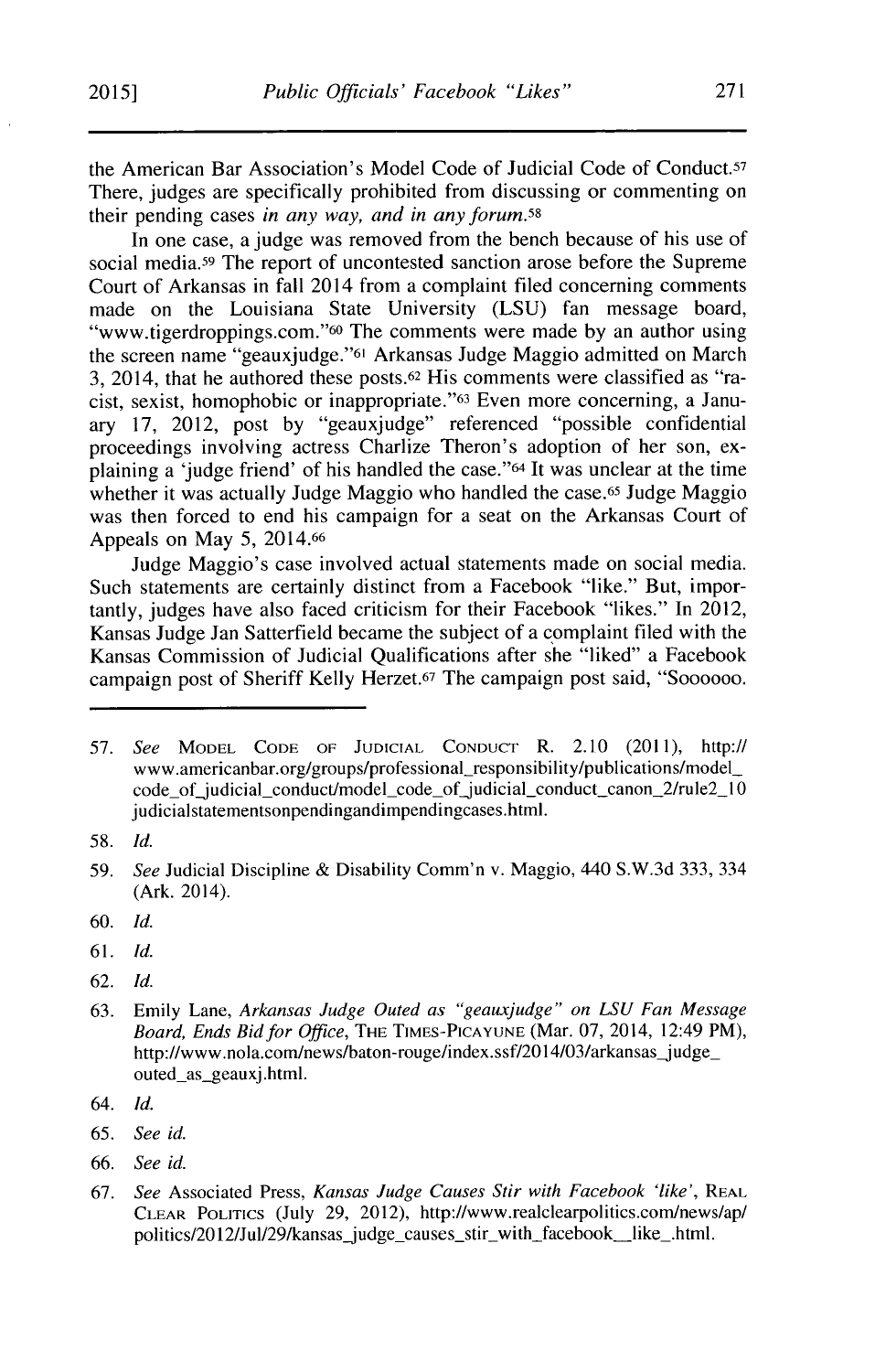the American Bar Association's Model Code of Judicial Code of Conduct.[57] There, judges are specifically prohibited from discussing or commenting on their pending cases *in any way, and in any forum*.[58]

In one case, a judge was removed from the bench because of his use of social media.[59] The report of uncontested sanction arose before the Supreme Court of Arkansas in fall 2014 from a complaint filed concerning comments made on the Louisiana State University (LSU) fan message board, "www.tigerdroppings.com."[60] The comments were made by an author using the screen name "geauxjudge."[61] Arkansas Judge Maggio admitted on March 3, 2014, that he authored these posts.[62] His comments were classified as "racist, sexist, homophobic or inappropriate."[63] Even more concerning, a January 17, 2012, post by "geauxjudge" referenced "possible confidential proceedings involving actress Charlize Theron's adoption of her son, explaining a 'judge friend' of his handled the case."[64] It was unclear at the time whether it was actually Judge Maggio who handled the case.[65] Judge Maggio was then forced to end his campaign for a seat on the Arkansas Court of Appeals on May 5, 2014.[66]

Judge Maggio's case involved actual statements made on social media. Such statements are certainly distinct from a Facebook "like." But, importantly, judges have also faced criticism for their Facebook "likes." In 2012, Kansas Judge Jan Satterfield became the subject of a complaint filed with the Kansas Commission of Judicial Qualifications after she "liked" a Facebook campaign post of Sheriff Kelly Herzet.[67] The campaign post said, "Soooooo.

---

57. *See* Model Code of Judicial Conduct R. 2.10 (2011), http://www.americanbar.org/groups/professional_responsibility/publications/model_code_of_judicial_conduct/model_code_of_judicial_conduct_canon_2/rule2_10judicialstatementsonpendingandimpendingcases.html.

58. *Id.*

59. *See* Judicial Discipline & Disability Comm'n v. Maggio, 440 S.W.3d 333, 334 (Ark. 2014).

60. *Id.*

61. *Id.*

62. *Id.*

63. Emily Lane, *Arkansas Judge Outed as "geauxjudge" on LSU Fan Message Board, Ends Bid for Office*, The Times-Picayune (Mar. 07, 2014, 12:49 PM), http://www.nola.com/news/baton-rouge/index.ssf/2014/03/arkansas_judge_outed_as_geauxj.html.

64. *Id.*

65. *See id.*

66. *See id.*

67. *See* Associated Press, *Kansas Judge Causes Stir with Facebook 'like'*, Real Clear Politics (July 29, 2012), http://www.realclearpolitics.com/news/ap/politics/2012/Jul/29/kansas_judge_causes_stir_with_facebook__like_.html.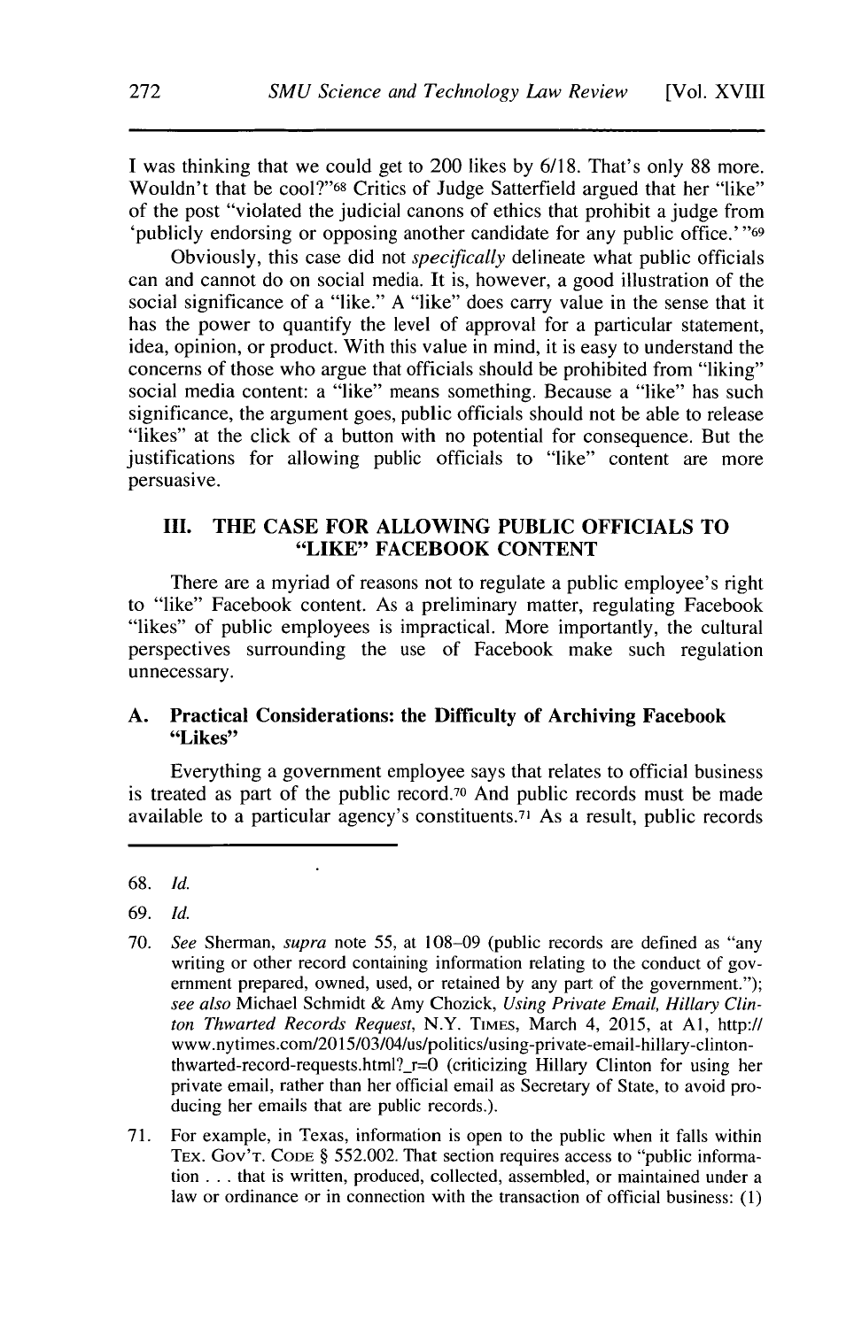I was thinking that we could get to 200 likes by 6/18. That's only 88 more. Wouldn't that be cool?"[68] Critics of Judge Satterfield argued that her "like" of the post "violated the judicial canons of ethics that prohibit a judge from 'publicly endorsing or opposing another candidate for any public office.'"[69]

Obviously, this case did not *specifically* delineate what public officials can and cannot do on social media. It is, however, a good illustration of the social significance of a "like." A "like" does carry value in the sense that it has the power to quantify the level of approval for a particular statement, idea, opinion, or product. With this value in mind, it is easy to understand the concerns of those who argue that officials should be prohibited from "liking" social media content: a "like" means something. Because a "like" has such significance, the argument goes, public officials should not be able to release "likes" at the click of a button with no potential for consequence. But the justifications for allowing public officials to "like" content are more persuasive.

## III. THE CASE FOR ALLOWING PUBLIC OFFICIALS TO "LIKE" FACEBOOK CONTENT

There are a myriad of reasons not to regulate a public employee's right to "like" Facebook content. As a preliminary matter, regulating Facebook "likes" of public employees is impractical. More importantly, the cultural perspectives surrounding the use of Facebook make such regulation unnecessary.

### A. Practical Considerations: the Difficulty of Archiving Facebook "Likes"

Everything a government employee says that relates to official business is treated as part of the public record.[70] And public records must be made available to a particular agency's constituents.[71] As a result, public records

---

68. *Id.*

69. *Id.*

70. *See* Sherman, *supra* note 55, at 108–09 (public records are defined as "any writing or other record containing information relating to the conduct of government prepared, owned, used, or retained by any part of the government."); *see also* Michael Schmidt & Amy Chozick, *Using Private Email, Hillary Clinton Thwarted Records Request*, N.Y. TIMES, March 4, 2015, at A1, http://www.nytimes.com/2015/03/04/us/politics/using-private-email-hillary-clinton-thwarted-record-requests.html?_r=0 (criticizing Hillary Clinton for using her private email, rather than her official email as Secretary of State, to avoid producing her emails that are public records.).

71. For example, in Texas, information is open to the public when it falls within TEX. GOV'T. CODE § 552.002. That section requires access to "public information . . . that is written, produced, collected, assembled, or maintained under a law or ordinance or in connection with the transaction of official business: (1)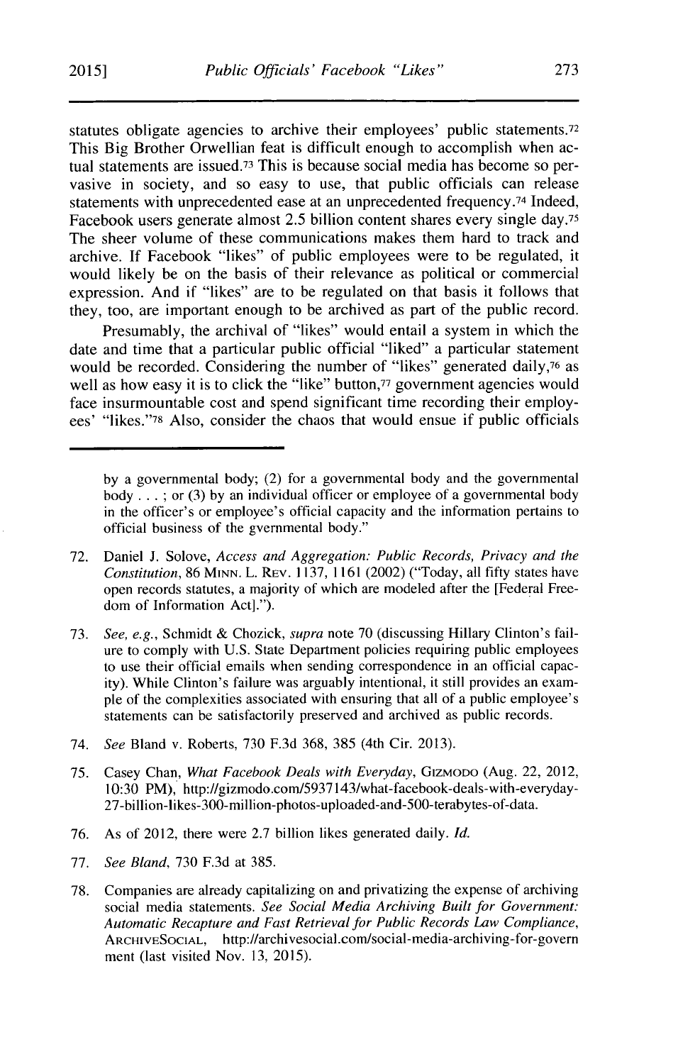statutes obligate agencies to archive their employees' public statements.[72] This Big Brother Orwellian feat is difficult enough to accomplish when actual statements are issued.[73] This is because social media has become so pervasive in society, and so easy to use, that public officials can release statements with unprecedented ease at an unprecedented frequency.[74] Indeed, Facebook users generate almost 2.5 billion content shares every single day.[75] The sheer volume of these communications makes them hard to track and archive. If Facebook "likes" of public employees were to be regulated, it would likely be on the basis of their relevance as political or commercial expression. And if "likes" are to be regulated on that basis it follows that they, too, are important enough to be archived as part of the public record.

Presumably, the archival of "likes" would entail a system in which the date and time that a particular public official "liked" a particular statement would be recorded. Considering the number of "likes" generated daily,[76] as well as how easy it is to click the "like" button,[77] government agencies would face insurmountable cost and spend significant time recording their employees' "likes."[78] Also, consider the chaos that would ensue if public officials

---

by a governmental body; (2) for a governmental body and the governmental body . . . ; or (3) by an individual officer or employee of a governmental body in the officer's or employee's official capacity and the information pertains to official business of the gvernmental body."

72. Daniel J. Solove, *Access and Aggregation: Public Records, Privacy and the Constitution*, 86 MINN. L. REV. 1137, 1161 (2002) ("Today, all fifty states have open records statutes, a majority of which are modeled after the [Federal Freedom of Information Act].").

73. *See, e.g.*, Schmidt & Chozick, *supra* note 70 (discussing Hillary Clinton's failure to comply with U.S. State Department policies requiring public employees to use their official emails when sending correspondence in an official capacity). While Clinton's failure was arguably intentional, it still provides an example of the complexities associated with ensuring that all of a public employee's statements can be satisfactorily preserved and archived as public records.

74. *See* Bland v. Roberts, 730 F.3d 368, 385 (4th Cir. 2013).

75. Casey Chan, *What Facebook Deals with Everyday*, GIZMODO (Aug. 22, 2012, 10:30 PM), http://gizmodo.com/5937143/what-facebook-deals-with-everyday-27-billion-likes-300-million-photos-uploaded-and-500-terabytes-of-data.

76. As of 2012, there were 2.7 billion likes generated daily. *Id.*

77. *See Bland*, 730 F.3d at 385.

78. Companies are already capitalizing on and privatizing the expense of archiving social media statements. *See Social Media Archiving Built for Government: Automatic Recapture and Fast Retrieval for Public Records Law Compliance*, ARCHIVESOCIAL, http://archivesocial.com/social-media-archiving-for-government (last visited Nov. 13, 2015).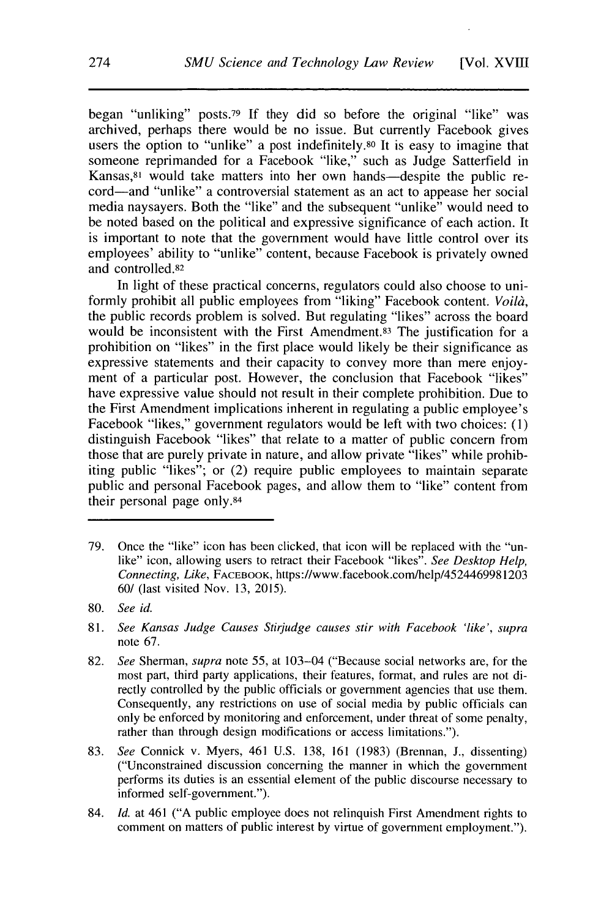began "unliking" posts.[79] If they did so before the original "like" was archived, perhaps there would be no issue. But currently Facebook gives users the option to "unlike" a post indefinitely.[80] It is easy to imagine that someone reprimanded for a Facebook "like," such as Judge Satterfield in Kansas,[81] would take matters into her own hands—despite the public record—and "unlike" a controversial statement as an act to appease her social media naysayers. Both the "like" and the subsequent "unlike" would need to be noted based on the political and expressive significance of each action. It is important to note that the government would have little control over its employees' ability to "unlike" content, because Facebook is privately owned and controlled.[82]

In light of these practical concerns, regulators could also choose to uniformly prohibit all public employees from "liking" Facebook content. *Voilà*, the public records problem is solved. But regulating "likes" across the board would be inconsistent with the First Amendment.[83] The justification for a prohibition on "likes" in the first place would likely be their significance as expressive statements and their capacity to convey more than mere enjoyment of a particular post. However, the conclusion that Facebook "likes" have expressive value should not result in their complete prohibition. Due to the First Amendment implications inherent in regulating a public employee's Facebook "likes," government regulators would be left with two choices: (1) distinguish Facebook "likes" that relate to a matter of public concern from those that are purely private in nature, and allow private "likes" while prohibiting public "likes"; or (2) require public employees to maintain separate public and personal Facebook pages, and allow them to "like" content from their personal page only.[84]

---

79. Once the "like" icon has been clicked, that icon will be replaced with the "unlike" icon, allowing users to retract their Facebook "likes". *See Desktop Help, Connecting, Like*, FACEBOOK, https://www.facebook.com/help/452446998120360/ (last visited Nov. 13, 2015).

80. *See id.*

81. *See Kansas Judge Causes Stirjudge causes stir with Facebook 'like'*, *supra* note 67.

82. *See* Sherman, *supra* note 55, at 103–04 ("Because social networks are, for the most part, third party applications, their features, format, and rules are not directly controlled by the public officials or government agencies that use them. Consequently, any restrictions on use of social media by public officials can only be enforced by monitoring and enforcement, under threat of some penalty, rather than through design modifications or access limitations.").

83. *See* Connick v. Myers, 461 U.S. 138, 161 (1983) (Brennan, J., dissenting) ("Unconstrained discussion concerning the manner in which the government performs its duties is an essential element of the public discourse necessary to informed self-government.").

84. *Id.* at 461 ("A public employee does not relinquish First Amendment rights to comment on matters of public interest by virtue of government employment.").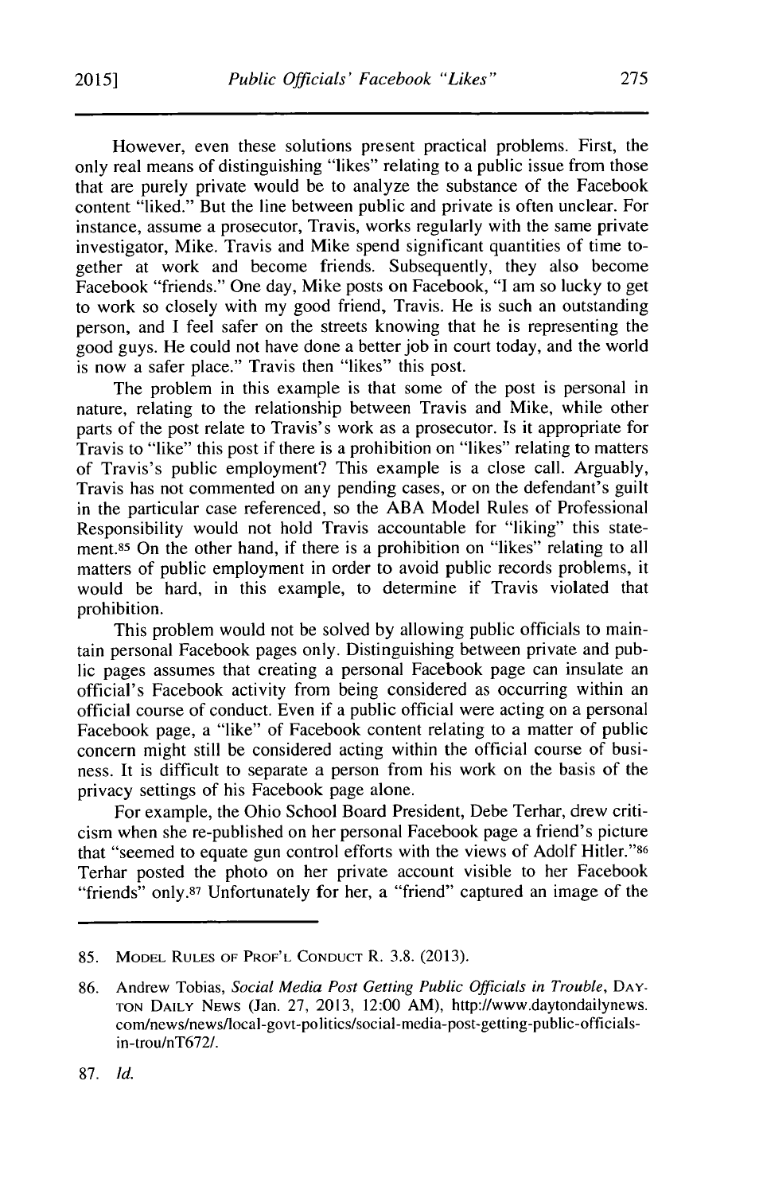However, even these solutions present practical problems. First, the only real means of distinguishing "likes" relating to a public issue from those that are purely private would be to analyze the substance of the Facebook content "liked." But the line between public and private is often unclear. For instance, assume a prosecutor, Travis, works regularly with the same private investigator, Mike. Travis and Mike spend significant quantities of time together at work and become friends. Subsequently, they also become Facebook "friends." One day, Mike posts on Facebook, "I am so lucky to get to work so closely with my good friend, Travis. He is such an outstanding person, and I feel safer on the streets knowing that he is representing the good guys. He could not have done a better job in court today, and the world is now a safer place." Travis then "likes" this post.

The problem in this example is that some of the post is personal in nature, relating to the relationship between Travis and Mike, while other parts of the post relate to Travis's work as a prosecutor. Is it appropriate for Travis to "like" this post if there is a prohibition on "likes" relating to matters of Travis's public employment? This example is a close call. Arguably, Travis has not commented on any pending cases, or on the defendant's guilt in the particular case referenced, so the ABA Model Rules of Professional Responsibility would not hold Travis accountable for "liking" this statement.[85] On the other hand, if there is a prohibition on "likes" relating to all matters of public employment in order to avoid public records problems, it would be hard, in this example, to determine if Travis violated that prohibition.

This problem would not be solved by allowing public officials to maintain personal Facebook pages only. Distinguishing between private and public pages assumes that creating a personal Facebook page can insulate an official's Facebook activity from being considered as occurring within an official course of conduct. Even if a public official were acting on a personal Facebook page, a "like" of Facebook content relating to a matter of public concern might still be considered acting within the official course of business. It is difficult to separate a person from his work on the basis of the privacy settings of his Facebook page alone.

For example, the Ohio School Board President, Debe Terhar, drew criticism when she re-published on her personal Facebook page a friend's picture that "seemed to equate gun control efforts with the views of Adolf Hitler."[86] Terhar posted the photo on her private account visible to her Facebook "friends" only.[87] Unfortunately for her, a "friend" captured an image of the

---

85. MODEL RULES OF PROF'L CONDUCT R. 3.8. (2013).

86. Andrew Tobias, *Social Media Post Getting Public Officials in Trouble*, DAYTON DAILY NEWS (Jan. 27, 2013, 12:00 AM), http://www.daytondailynews.com/news/news/local-govt-politics/social-media-post-getting-public-officials-in-trou/nT672/.

87. *Id.*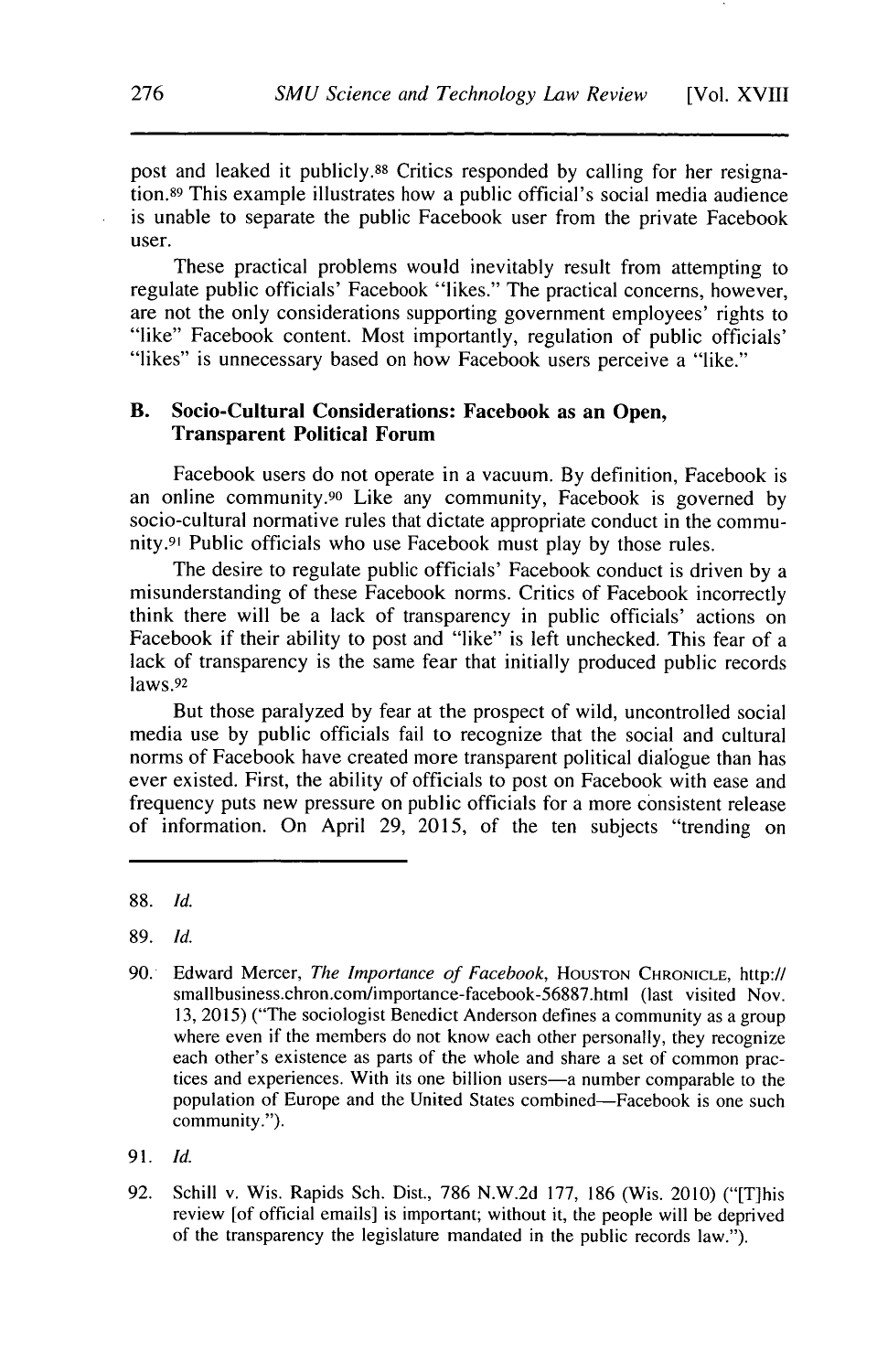post and leaked it publicly.[88] Critics responded by calling for her resignation.[89] This example illustrates how a public official's social media audience is unable to separate the public Facebook user from the private Facebook user.

These practical problems would inevitably result from attempting to regulate public officials' Facebook "likes." The practical concerns, however, are not the only considerations supporting government employees' rights to "like" Facebook content. Most importantly, regulation of public officials' "likes" is unnecessary based on how Facebook users perceive a "like."

### B. Socio-Cultural Considerations: Facebook as an Open, Transparent Political Forum

Facebook users do not operate in a vacuum. By definition, Facebook is an online community.[90] Like any community, Facebook is governed by socio-cultural normative rules that dictate appropriate conduct in the community.[91] Public officials who use Facebook must play by those rules.

The desire to regulate public officials' Facebook conduct is driven by a misunderstanding of these Facebook norms. Critics of Facebook incorrectly think there will be a lack of transparency in public officials' actions on Facebook if their ability to post and "like" is left unchecked. This fear of a lack of transparency is the same fear that initially produced public records laws.[92]

But those paralyzed by fear at the prospect of wild, uncontrolled social media use by public officials fail to recognize that the social and cultural norms of Facebook have created more transparent political dialogue than has ever existed. First, the ability of officials to post on Facebook with ease and frequency puts new pressure on public officials for a more consistent release of information. On April 29, 2015, of the ten subjects "trending on

---

88. *Id.*

89. *Id.*

90. Edward Mercer, *The Importance of Facebook*, HOUSTON CHRONICLE, http://smallbusiness.chron.com/importance-facebook-56887.html (last visited Nov. 13, 2015) ("The sociologist Benedict Anderson defines a community as a group where even if the members do not know each other personally, they recognize each other's existence as parts of the whole and share a set of common practices and experiences. With its one billion users—a number comparable to the population of Europe and the United States combined—Facebook is one such community.").

91. *Id.*

92. Schill v. Wis. Rapids Sch. Dist., 786 N.W.2d 177, 186 (Wis. 2010) ("[T]his review [of official emails] is important; without it, the people will be deprived of the transparency the legislature mandated in the public records law.").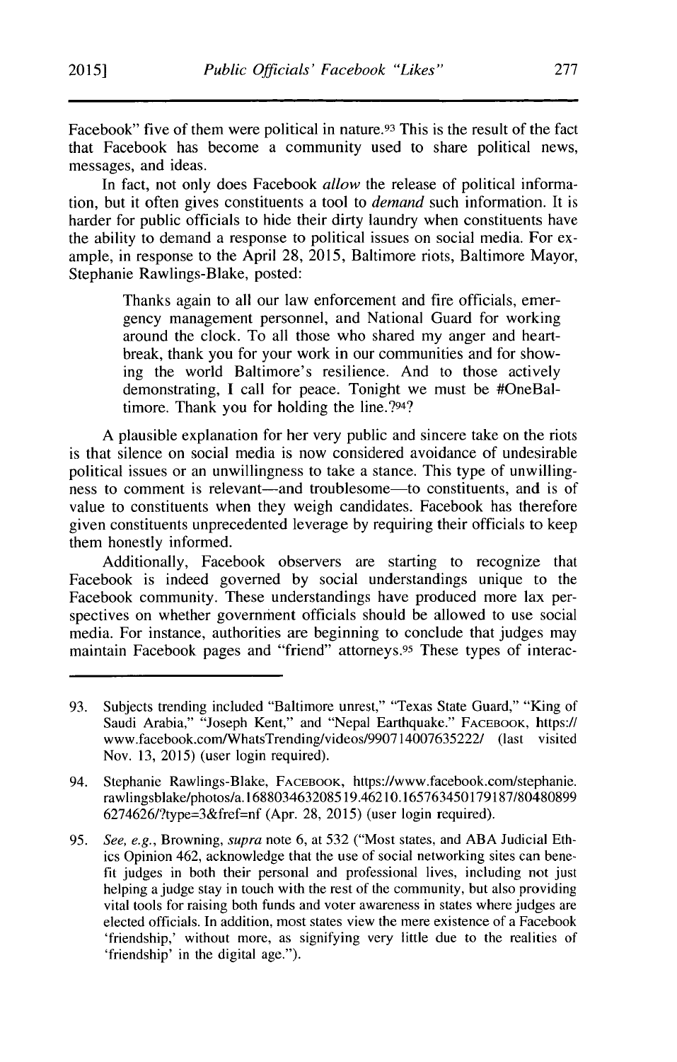Facebook" five of them were political in nature.[93] This is the result of the fact that Facebook has become a community used to share political news, messages, and ideas.

In fact, not only does Facebook *allow* the release of political information, but it often gives constituents a tool to *demand* such information. It is harder for public officials to hide their dirty laundry when constituents have the ability to demand a response to political issues on social media. For example, in response to the April 28, 2015, Baltimore riots, Baltimore Mayor, Stephanie Rawlings-Blake, posted:

> Thanks again to all our law enforcement and fire officials, emergency management personnel, and National Guard for working around the clock. To all those who shared my anger and heartbreak, thank you for your work in our communities and for showing the world Baltimore's resilience. And to those actively demonstrating, I call for peace. Tonight we must be #OneBaltimore. Thank you for holding the line.?[94]?

A plausible explanation for her very public and sincere take on the riots is that silence on social media is now considered avoidance of undesirable political issues or an unwillingness to take a stance. This type of unwillingness to comment is relevant—and troublesome—to constituents, and is of value to constituents when they weigh candidates. Facebook has therefore given constituents unprecedented leverage by requiring their officials to keep them honestly informed.

Additionally, Facebook observers are starting to recognize that Facebook is indeed governed by social understandings unique to the Facebook community. These understandings have produced more lax perspectives on whether government officials should be allowed to use social media. For instance, authorities are beginning to conclude that judges may maintain Facebook pages and "friend" attorneys.[95] These types of interac-

---

93. Subjects trending included "Baltimore unrest," "Texas State Guard," "King of Saudi Arabia," "Joseph Kent," and "Nepal Earthquake." FACEBOOK, https://www.facebook.com/WhatsTrending/videos/990714007635222/ (last visited Nov. 13, 2015) (user login required).

94. Stephanie Rawlings-Blake, FACEBOOK, https://www.facebook.com/stephanie.rawlingsblake/photos/a.168803463208519.46210.165763450179187/804808996274626/?type=3&fref=nf (Apr. 28, 2015) (user login required).

95. *See, e.g.*, Browning, *supra* note 6, at 532 ("Most states, and ABA Judicial Ethics Opinion 462, acknowledge that the use of social networking sites can benefit judges in both their personal and professional lives, including not just helping a judge stay in touch with the rest of the community, but also providing vital tools for raising both funds and voter awareness in states where judges are elected officials. In addition, most states view the mere existence of a Facebook 'friendship,' without more, as signifying very little due to the realities of 'friendship' in the digital age.").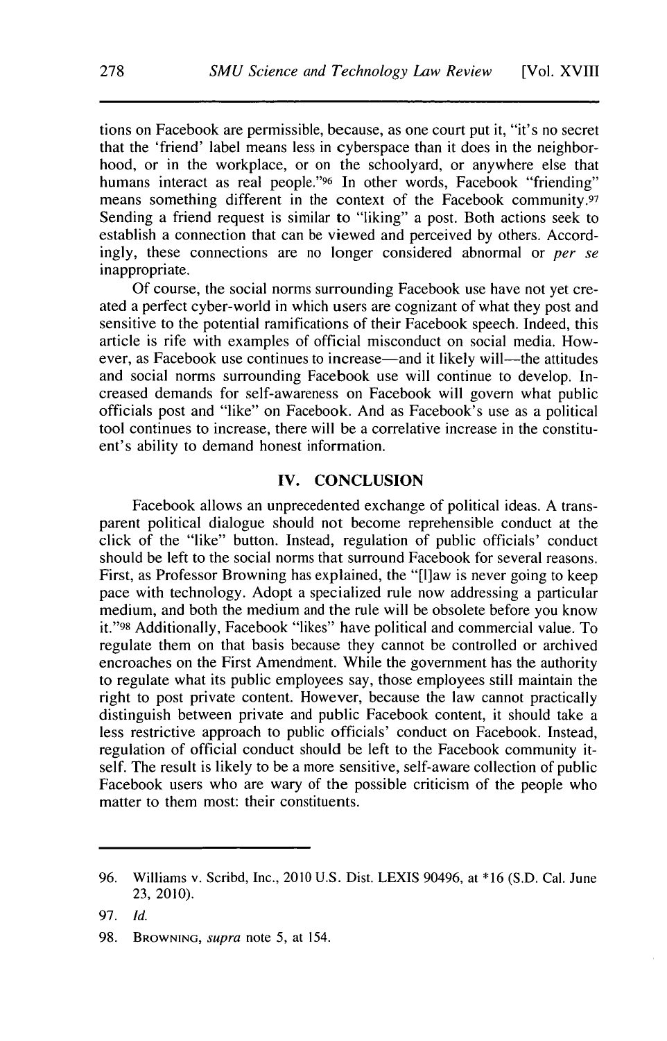tions on Facebook are permissible, because, as one court put it, "it's no secret that the 'friend' label means less in cyberspace than it does in the neighborhood, or in the workplace, or on the schoolyard, or anywhere else that humans interact as real people."[96] In other words, Facebook "friending" means something different in the context of the Facebook community.[97] Sending a friend request is similar to "liking" a post. Both actions seek to establish a connection that can be viewed and perceived by others. Accordingly, these connections are no longer considered abnormal or *per se* inappropriate.

Of course, the social norms surrounding Facebook use have not yet created a perfect cyber-world in which users are cognizant of what they post and sensitive to the potential ramifications of their Facebook speech. Indeed, this article is rife with examples of official misconduct on social media. However, as Facebook use continues to increase—and it likely will—the attitudes and social norms surrounding Facebook use will continue to develop. Increased demands for self-awareness on Facebook will govern what public officials post and "like" on Facebook. And as Facebook's use as a political tool continues to increase, there will be a correlative increase in the constituent's ability to demand honest information.

## IV. CONCLUSION

Facebook allows an unprecedented exchange of political ideas. A transparent political dialogue should not become reprehensible conduct at the click of the "like" button. Instead, regulation of public officials' conduct should be left to the social norms that surround Facebook for several reasons. First, as Professor Browning has explained, the "[l]aw is never going to keep pace with technology. Adopt a specialized rule now addressing a particular medium, and both the medium and the rule will be obsolete before you know it."[98] Additionally, Facebook "likes" have political and commercial value. To regulate them on that basis because they cannot be controlled or archived encroaches on the First Amendment. While the government has the authority to regulate what its public employees say, those employees still maintain the right to post private content. However, because the law cannot practically distinguish between private and public Facebook content, it should take a less restrictive approach to public officials' conduct on Facebook. Instead, regulation of official conduct should be left to the Facebook community itself. The result is likely to be a more sensitive, self-aware collection of public Facebook users who are wary of the possible criticism of the people who matter to them most: their constituents.

---

96. Williams v. Scribd, Inc., 2010 U.S. Dist. LEXIS 90496, at *16 (S.D. Cal. June 23, 2010).

97. *Id.*

98. BROWNING, *supra* note 5, at 154.